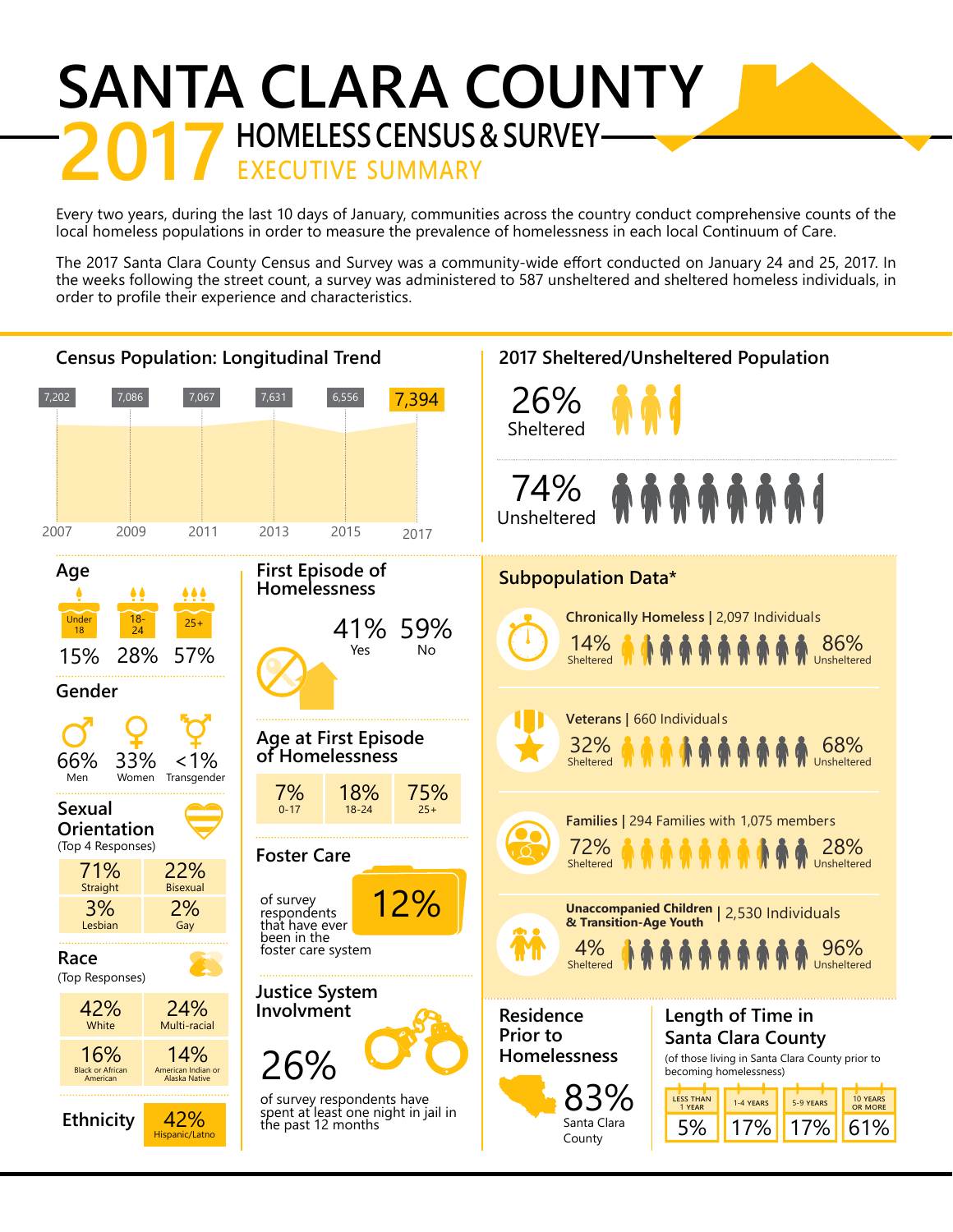# SANTA CLARA COUNTY

## 2017 HOMELESS CENSUS & SURVEY

### EXECUTIVE SUMMARY

Every two years, during the last 10 days of January, communities across the country conduct comprehensive counts of the local homeless populations in order to measure the prevalence of homelessness in each local Continuum of Care.

The 2017 Santa Clara County Census and Survey was a community-wide effort conducted on January 24 and 25, 2017. In the weeks following the street count, a survey was administered to 587 unsheltered and sheltered homeless individuals, in order to profile their experience and characteristics.

## Census Population: Longitudinal Trend

| 2007 | 2009 | 2011 | 2013 | 2015 | 2017 |
|---|---|---|---|---|---|
| 7,202 | 7,086 | 7,067 | 7,631 | 6,556 | 7,394 |

## 2017 Sheltered/Unsheltered Population

- 26% Sheltered
- 74% Unsheltered

## Age

| Under 18 | 18-24 | 25+ |
|---|---|---|
| 15% | 28% | 57% |

## Gender

| Men | Women | Transgender |
|---|---|---|
| 66% | 33% | <1% |

## Sexual Orientation
(Top 4 Responses)

| Straight | Bisexual | Lesbian | Gay |
|---|---|---|---|
| 71% | 22% | 3% | 2% |

## Race
(Top Responses)

| White | Multi-racial | Black or African American | American Indian or Alaska Native |
|---|---|---|---|
| 42% | 24% | 16% | 14% |

## Ethnicity

42% Hispanic/Latno

## First Episode of Homelessness

| Yes | No |
|---|---|
| 41% | 59% |

## Age at First Episode of Homelessness

| 0-17 | 18-24 | 25+ |
|---|---|---|
| 7% | 18% | 75% |

## Foster Care

12% of survey respondents that have ever been in the foster care system

## Justice System Involvment

26% of survey respondents have spent at least one night in jail in the past 12 months

## Subpopulation Data*

| Subpopulation | Sheltered | Unsheltered |
|---|---|---|
| Chronically Homeless \| 2,097 Individuals | 14% | 86% |
| Veterans \| 660 Individuals | 32% | 68% |
| Families \| 294 Families with 1,075 members | 72% | 28% |
| Unaccompanied Children & Transition-Age Youth \| 2,530 Individuals | 4% | 96% |

## Residence Prior to Homelessness

83% Santa Clara County

## Length of Time in Santa Clara County
(of those living in Santa Clara County prior to becoming homelessness)

| Less than 1 year | 1-4 years | 5-9 years | 10 years or more |
|---|---|---|---|
| 5% | 17% | 17% | 61% |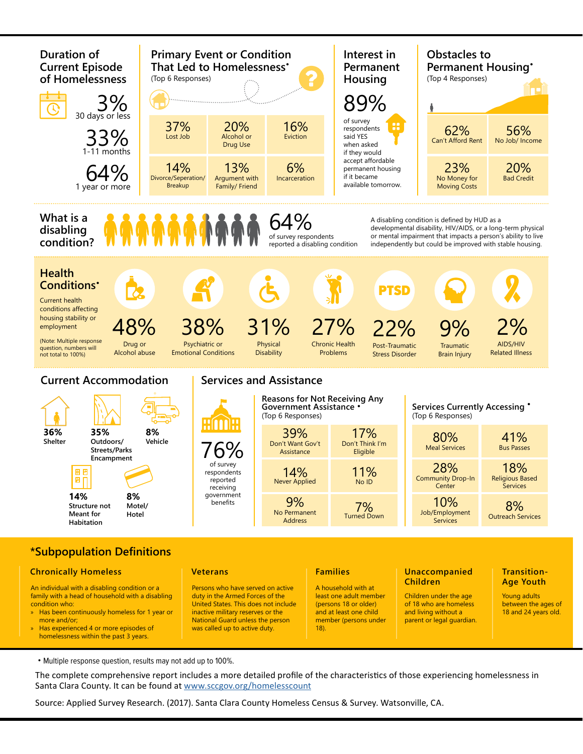## Duration of Current Episode of Homelessness

3% 30 days or less

33% 1-11 months

64% 1 year or more

## Primary Event or Condition That Led to Homelessness•

(Top 6 Responses)

| | | |
|---|---|---|
| 37% Lost Job | 20% Alcohol or Drug Use | 16% Eviction |
| 14% Divorce/Seperation/ Breakup | 13% Argument with Family/ Friend | 6% Incarceration |

## Interest in Permanent Housing

89%

of survey respondents said YES when asked if they would accept affordable permanent housing if it became available tomorrow.

## Obstacles to Permanent Housing•

(Top 4 Responses)

| | |
|---|---|
| 62% Can't Afford Rent | 56% No Job/ Income |
| 23% No Money for Moving Costs | 20% Bad Credit |

## What is a disabling condition?

64%

of survey respondents reported a disabling condition

A disabling condition is defined by HUD as a developmental disability, HIV/AIDS, or a long-term physical or mental impairment that impacts a person's ability to live independently but could be improved with stable housing.

## Health Conditions•

Current health conditions affecting housing stability or employment

(Note: Multiple response question, numbers will not total to 100%)

- 48% Drug or Alcohol abuse
- 38% Psychiatric or Emotional Conditions
- 31% Physical Disability
- 27% Chronic Health Problems
- 22% Post-Traumatic Stress Disorder
- 9% Traumatic Brain Injury
- 2% AIDS/HIV Related Illness

## Current Accommodation

- 36% Shelter
- 35% Outdoors/ Streets/Parks Encampment
- 8% Vehicle
- 14% Structure not Meant for Habitation
- 8% Motel/ Hotel

## Services and Assistance

76%

of survey respondents reported receiving government benefits

### Reasons for Not Receiving Any Government Assistance •

(Top 6 Responses)

| | |
|---|---|
| 39% Don't Want Gov't Assistance | 17% Don't Think I'm Eligible |
| 14% Never Applied | 11% No ID |
| 9% No Permanent Address | 7% Turned Down |

### Services Currently Accessing •

(Top 6 Responses)

| | |
|---|---|
| 80% Meal Services | 41% Bus Passes |
| 28% Community Drop-In Center | 18% Religious Based Services |
| 10% Job/Employment Services | 8% Outreach Services |

## *Subpopulation Definitions

### Chronically Homeless

An individual with a disabling condition or a family with a head of household with a disabling condition who:

- Has been continuously homeless for 1 year or more and/or;
- Has experienced 4 or more episodes of homelessness within the past 3 years.

### Veterans

Persons who have served on active duty in the Armed Forces of the United States. This does not include inactive military reserves or the National Guard unless the person was called up to active duty.

### Families

A household with at least one adult member (persons 18 or older) and at least one child member (persons under 18).

### Unaccompanied Children

Children under the age of 18 who are homeless and living without a parent or legal guardian.

### Transition-Age Youth

Young adults between the ages of 18 and 24 years old.

• Multiple response question, results may not add up to 100%.

The complete comprehensive report includes a more detailed profile of the characteristics of those experiencing homelessness in Santa Clara County. It can be found at www.sccgov.org/homelesscount

Source: Applied Survey Research. (2017). Santa Clara County Homeless Census & Survey. Watsonville, CA.